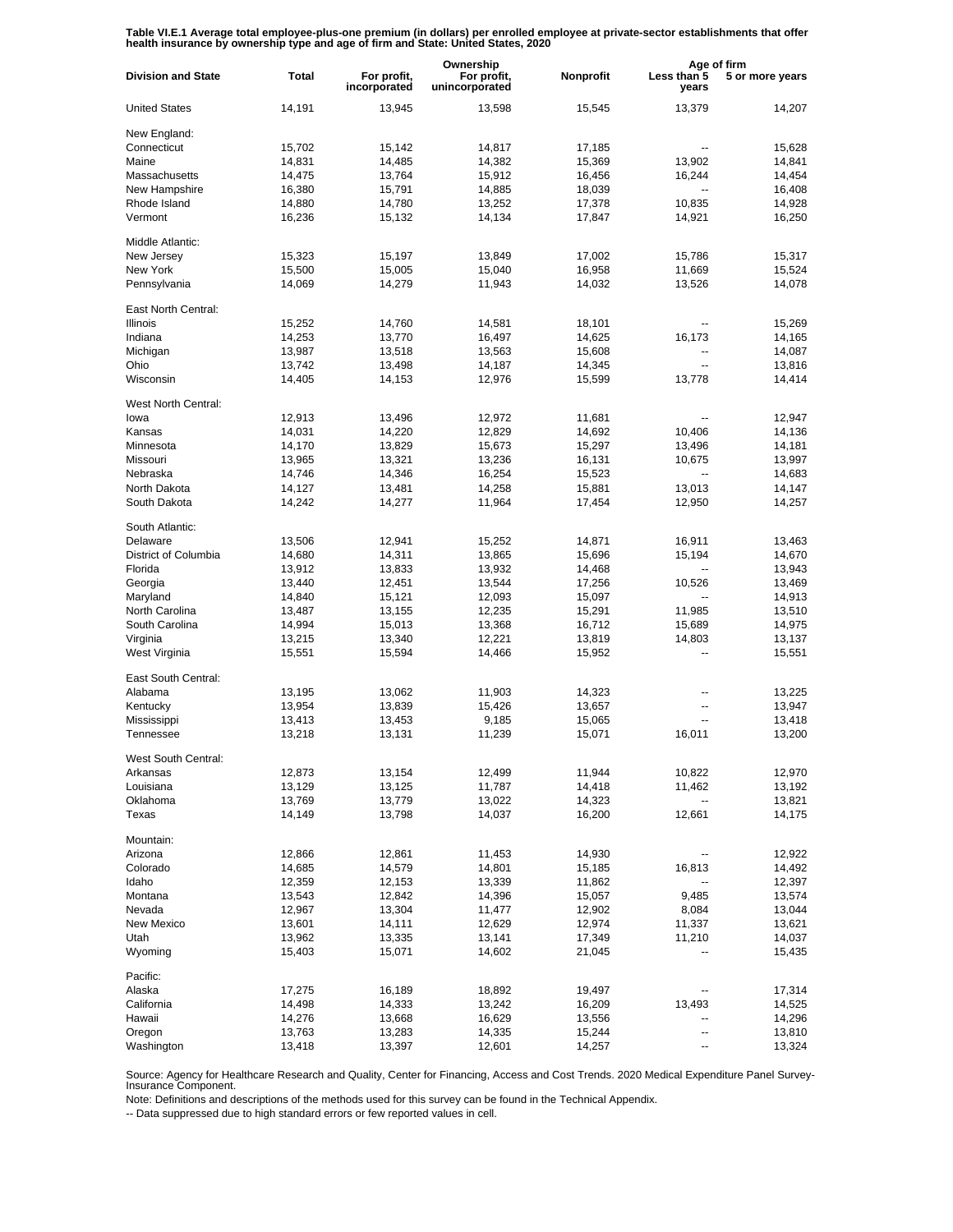**Table VI.E.1 Average total employee-plus-one premium (in dollars) per enrolled employee at private-sector establishments that offer health insurance by ownership type and age of firm and State: United States, 2020**

| Division and State | Total | Ownership | | | Age of firm | |
|---|---|---|---|---|---|---|
| | | For profit, incorporated | For profit, unincorporated | Nonprofit | Less than 5 years | 5 or more years |
| United States | 14,191 | 13,945 | 13,598 | 15,545 | 13,379 | 14,207 |
| New England: | | | | | | |
| Connecticut | 15,702 | 15,142 | 14,817 | 17,185 | -- | 15,628 |
| Maine | 14,831 | 14,485 | 14,382 | 15,369 | 13,902 | 14,841 |
| Massachusetts | 14,475 | 13,764 | 15,912 | 16,456 | 16,244 | 14,454 |
| New Hampshire | 16,380 | 15,791 | 14,885 | 18,039 | -- | 16,408 |
| Rhode Island | 14,880 | 14,780 | 13,252 | 17,378 | 10,835 | 14,928 |
| Vermont | 16,236 | 15,132 | 14,134 | 17,847 | 14,921 | 16,250 |
| Middle Atlantic: | | | | | | |
| New Jersey | 15,323 | 15,197 | 13,849 | 17,002 | 15,786 | 15,317 |
| New York | 15,500 | 15,005 | 15,040 | 16,958 | 11,669 | 15,524 |
| Pennsylvania | 14,069 | 14,279 | 11,943 | 14,032 | 13,526 | 14,078 |
| East North Central: | | | | | | |
| Illinois | 15,252 | 14,760 | 14,581 | 18,101 | -- | 15,269 |
| Indiana | 14,253 | 13,770 | 16,497 | 14,625 | 16,173 | 14,165 |
| Michigan | 13,987 | 13,518 | 13,563 | 15,608 | -- | 14,087 |
| Ohio | 13,742 | 13,498 | 14,187 | 14,345 | -- | 13,816 |
| Wisconsin | 14,405 | 14,153 | 12,976 | 15,599 | 13,778 | 14,414 |
| West North Central: | | | | | | |
| Iowa | 12,913 | 13,496 | 12,972 | 11,681 | -- | 12,947 |
| Kansas | 14,031 | 14,220 | 12,829 | 14,692 | 10,406 | 14,136 |
| Minnesota | 14,170 | 13,829 | 15,673 | 15,297 | 13,496 | 14,181 |
| Missouri | 13,965 | 13,321 | 13,236 | 16,131 | 10,675 | 13,997 |
| Nebraska | 14,746 | 14,346 | 16,254 | 15,523 | -- | 14,683 |
| North Dakota | 14,127 | 13,481 | 14,258 | 15,881 | 13,013 | 14,147 |
| South Dakota | 14,242 | 14,277 | 11,964 | 17,454 | 12,950 | 14,257 |
| South Atlantic: | | | | | | |
| Delaware | 13,506 | 12,941 | 15,252 | 14,871 | 16,911 | 13,463 |
| District of Columbia | 14,680 | 14,311 | 13,865 | 15,696 | 15,194 | 14,670 |
| Florida | 13,912 | 13,833 | 13,932 | 14,468 | -- | 13,943 |
| Georgia | 13,440 | 12,451 | 13,544 | 17,256 | 10,526 | 13,469 |
| Maryland | 14,840 | 15,121 | 12,093 | 15,097 | -- | 14,913 |
| North Carolina | 13,487 | 13,155 | 12,235 | 15,291 | 11,985 | 13,510 |
| South Carolina | 14,994 | 15,013 | 13,368 | 16,712 | 15,689 | 14,975 |
| Virginia | 13,215 | 13,340 | 12,221 | 13,819 | 14,803 | 13,137 |
| West Virginia | 15,551 | 15,594 | 14,466 | 15,952 | -- | 15,551 |
| East South Central: | | | | | | |
| Alabama | 13,195 | 13,062 | 11,903 | 14,323 | -- | 13,225 |
| Kentucky | 13,954 | 13,839 | 15,426 | 13,657 | -- | 13,947 |
| Mississippi | 13,413 | 13,453 | 9,185 | 15,065 | -- | 13,418 |
| Tennessee | 13,218 | 13,131 | 11,239 | 15,071 | 16,011 | 13,200 |
| West South Central: | | | | | | |
| Arkansas | 12,873 | 13,154 | 12,499 | 11,944 | 10,822 | 12,970 |
| Louisiana | 13,129 | 13,125 | 11,787 | 14,418 | 11,462 | 13,192 |
| Oklahoma | 13,769 | 13,779 | 13,022 | 14,323 | -- | 13,821 |
| Texas | 14,149 | 13,798 | 14,037 | 16,200 | 12,661 | 14,175 |
| Mountain: | | | | | | |
| Arizona | 12,866 | 12,861 | 11,453 | 14,930 | -- | 12,922 |
| Colorado | 14,685 | 14,579 | 14,801 | 15,185 | 16,813 | 14,492 |
| Idaho | 12,359 | 12,153 | 13,339 | 11,862 | -- | 12,397 |
| Montana | 13,543 | 12,842 | 14,396 | 15,057 | 9,485 | 13,574 |
| Nevada | 12,967 | 13,304 | 11,477 | 12,902 | 8,084 | 13,044 |
| New Mexico | 13,601 | 14,111 | 12,629 | 12,974 | 11,337 | 13,621 |
| Utah | 13,962 | 13,335 | 13,141 | 17,349 | 11,210 | 14,037 |
| Wyoming | 15,403 | 15,071 | 14,602 | 21,045 | -- | 15,435 |
| Pacific: | | | | | | |
| Alaska | 17,275 | 16,189 | 18,892 | 19,497 | -- | 17,314 |
| California | 14,498 | 14,333 | 13,242 | 16,209 | 13,493 | 14,525 |
| Hawaii | 14,276 | 13,668 | 16,629 | 13,556 | -- | 14,296 |
| Oregon | 13,763 | 13,283 | 14,335 | 15,244 | -- | 13,810 |
| Washington | 13,418 | 13,397 | 12,601 | 14,257 | -- | 13,324 |

Source: Agency for Healthcare Research and Quality, Center for Financing, Access and Cost Trends. 2020 Medical Expenditure Panel Survey-Insurance Component.

Note: Definitions and descriptions of the methods used for this survey can be found in the Technical Appendix.

-- Data suppressed due to high standard errors or few reported values in cell.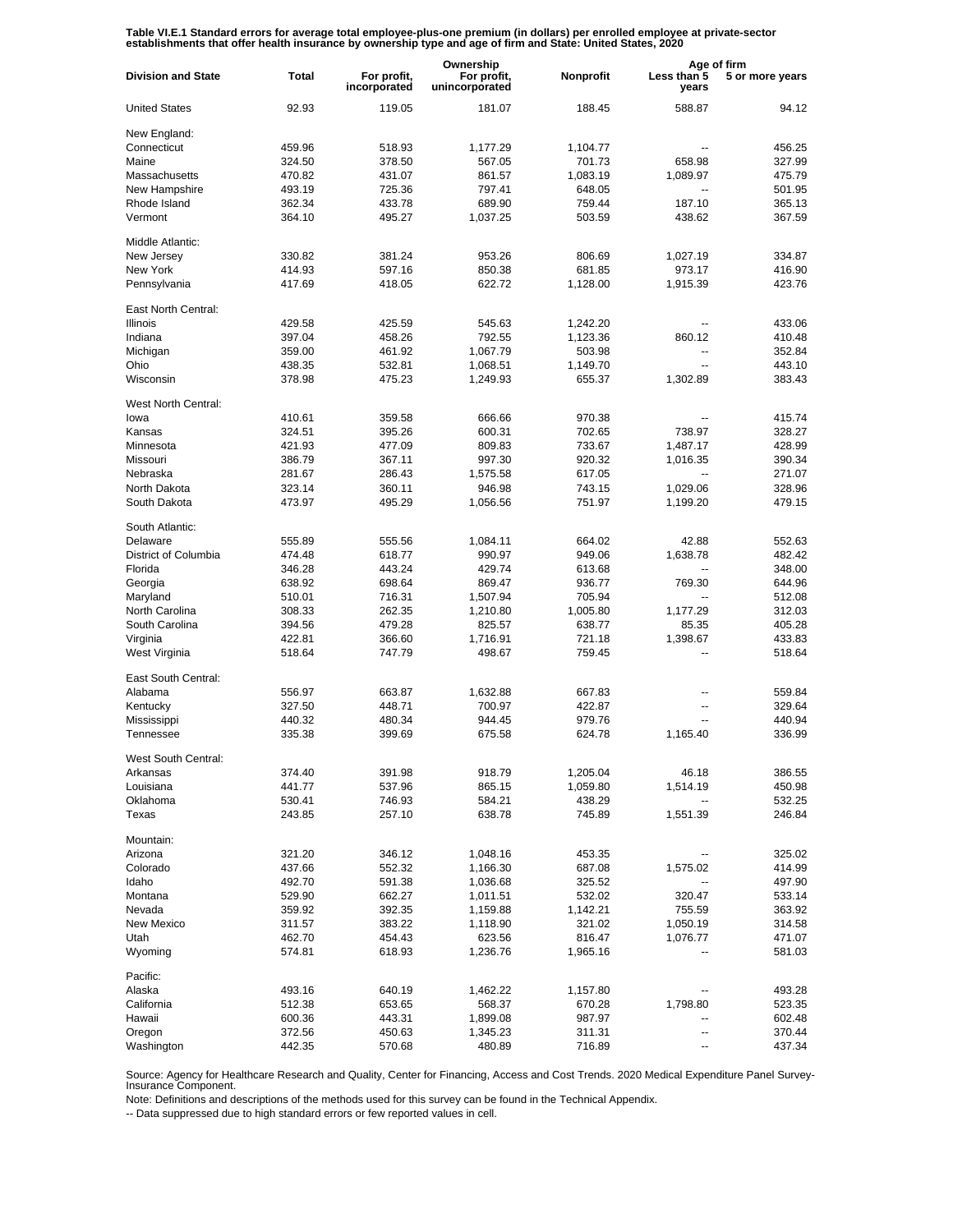**Table VI.E.1 Standard errors for average total employee-plus-one premium (in dollars) per enrolled employee at private-sector establishments that offer health insurance by ownership type and age of firm and State: United States, 2020**

| Division and State | Total | Ownership: For profit, incorporated | Ownership: For profit, unincorporated | Ownership: Nonprofit | Age of firm: Less than 5 years | Age of firm: 5 or more years |
|---|---|---|---|---|---|---|
| United States | 92.93 | 119.05 | 181.07 | 188.45 | 588.87 | 94.12 |
| New England: | | | | | | |
| Connecticut | 459.96 | 518.93 | 1,177.29 | 1,104.77 | -- | 456.25 |
| Maine | 324.50 | 378.50 | 567.05 | 701.73 | 658.98 | 327.99 |
| Massachusetts | 470.82 | 431.07 | 861.57 | 1,083.19 | 1,089.97 | 475.79 |
| New Hampshire | 493.19 | 725.36 | 797.41 | 648.05 | -- | 501.95 |
| Rhode Island | 362.34 | 433.78 | 689.90 | 759.44 | 187.10 | 365.13 |
| Vermont | 364.10 | 495.27 | 1,037.25 | 503.59 | 438.62 | 367.59 |
| Middle Atlantic: | | | | | | |
| New Jersey | 330.82 | 381.24 | 953.26 | 806.69 | 1,027.19 | 334.87 |
| New York | 414.93 | 597.16 | 850.38 | 681.85 | 973.17 | 416.90 |
| Pennsylvania | 417.69 | 418.05 | 622.72 | 1,128.00 | 1,915.39 | 423.76 |
| East North Central: | | | | | | |
| Illinois | 429.58 | 425.59 | 545.63 | 1,242.20 | -- | 433.06 |
| Indiana | 397.04 | 458.26 | 792.55 | 1,123.36 | 860.12 | 410.48 |
| Michigan | 359.00 | 461.92 | 1,067.79 | 503.98 | -- | 352.84 |
| Ohio | 438.35 | 532.81 | 1,068.51 | 1,149.70 | -- | 443.10 |
| Wisconsin | 378.98 | 475.23 | 1,249.93 | 655.37 | 1,302.89 | 383.43 |
| West North Central: | | | | | | |
| Iowa | 410.61 | 359.58 | 666.66 | 970.38 | -- | 415.74 |
| Kansas | 324.51 | 395.26 | 600.31 | 702.65 | 738.97 | 328.27 |
| Minnesota | 421.93 | 477.09 | 809.83 | 733.67 | 1,487.17 | 428.99 |
| Missouri | 386.79 | 367.11 | 997.30 | 920.32 | 1,016.35 | 390.34 |
| Nebraska | 281.67 | 286.43 | 1,575.58 | 617.05 | -- | 271.07 |
| North Dakota | 323.14 | 360.11 | 946.98 | 743.15 | 1,029.06 | 328.96 |
| South Dakota | 473.97 | 495.29 | 1,056.56 | 751.97 | 1,199.20 | 479.15 |
| South Atlantic: | | | | | | |
| Delaware | 555.89 | 555.56 | 1,084.11 | 664.02 | 42.88 | 552.63 |
| District of Columbia | 474.48 | 618.77 | 990.97 | 949.06 | 1,638.78 | 482.42 |
| Florida | 346.28 | 443.24 | 429.74 | 613.68 | -- | 348.00 |
| Georgia | 638.92 | 698.64 | 869.47 | 936.77 | 769.30 | 644.96 |
| Maryland | 510.01 | 716.31 | 1,507.94 | 705.94 | -- | 512.08 |
| North Carolina | 308.33 | 262.35 | 1,210.80 | 1,005.80 | 1,177.29 | 312.03 |
| South Carolina | 394.56 | 479.28 | 825.57 | 638.77 | 85.35 | 405.28 |
| Virginia | 422.81 | 366.60 | 1,716.91 | 721.18 | 1,398.67 | 433.83 |
| West Virginia | 518.64 | 747.79 | 498.67 | 759.45 | -- | 518.64 |
| East South Central: | | | | | | |
| Alabama | 556.97 | 663.87 | 1,632.88 | 667.83 | -- | 559.84 |
| Kentucky | 327.50 | 448.71 | 700.97 | 422.87 | -- | 329.64 |
| Mississippi | 440.32 | 480.34 | 944.45 | 979.76 | -- | 440.94 |
| Tennessee | 335.38 | 399.69 | 675.58 | 624.78 | 1,165.40 | 336.99 |
| West South Central: | | | | | | |
| Arkansas | 374.40 | 391.98 | 918.79 | 1,205.04 | 46.18 | 386.55 |
| Louisiana | 441.77 | 537.96 | 865.15 | 1,059.80 | 1,514.19 | 450.98 |
| Oklahoma | 530.41 | 746.93 | 584.21 | 438.29 | -- | 532.25 |
| Texas | 243.85 | 257.10 | 638.78 | 745.89 | 1,551.39 | 246.84 |
| Mountain: | | | | | | |
| Arizona | 321.20 | 346.12 | 1,048.16 | 453.35 | -- | 325.02 |
| Colorado | 437.66 | 552.32 | 1,166.30 | 687.08 | 1,575.02 | 414.99 |
| Idaho | 492.70 | 591.38 | 1,036.68 | 325.52 | -- | 497.90 |
| Montana | 529.90 | 662.27 | 1,011.51 | 532.02 | 320.47 | 533.14 |
| Nevada | 359.92 | 392.35 | 1,159.88 | 1,142.21 | 755.59 | 363.92 |
| New Mexico | 311.57 | 383.22 | 1,118.90 | 321.02 | 1,050.19 | 314.58 |
| Utah | 462.70 | 454.43 | 623.56 | 816.47 | 1,076.77 | 471.07 |
| Wyoming | 574.81 | 618.93 | 1,236.76 | 1,965.16 | -- | 581.03 |
| Pacific: | | | | | | |
| Alaska | 493.16 | 640.19 | 1,462.22 | 1,157.80 | -- | 493.28 |
| California | 512.38 | 653.65 | 568.37 | 670.28 | 1,798.80 | 523.35 |
| Hawaii | 600.36 | 443.31 | 1,899.08 | 987.97 | -- | 602.48 |
| Oregon | 372.56 | 450.63 | 1,345.23 | 311.31 | -- | 370.44 |
| Washington | 442.35 | 570.68 | 480.89 | 716.89 | -- | 437.34 |

Source: Agency for Healthcare Research and Quality, Center for Financing, Access and Cost Trends. 2020 Medical Expenditure Panel Survey-Insurance Component.

Note: Definitions and descriptions of the methods used for this survey can be found in the Technical Appendix.

-- Data suppressed due to high standard errors or few reported values in cell.